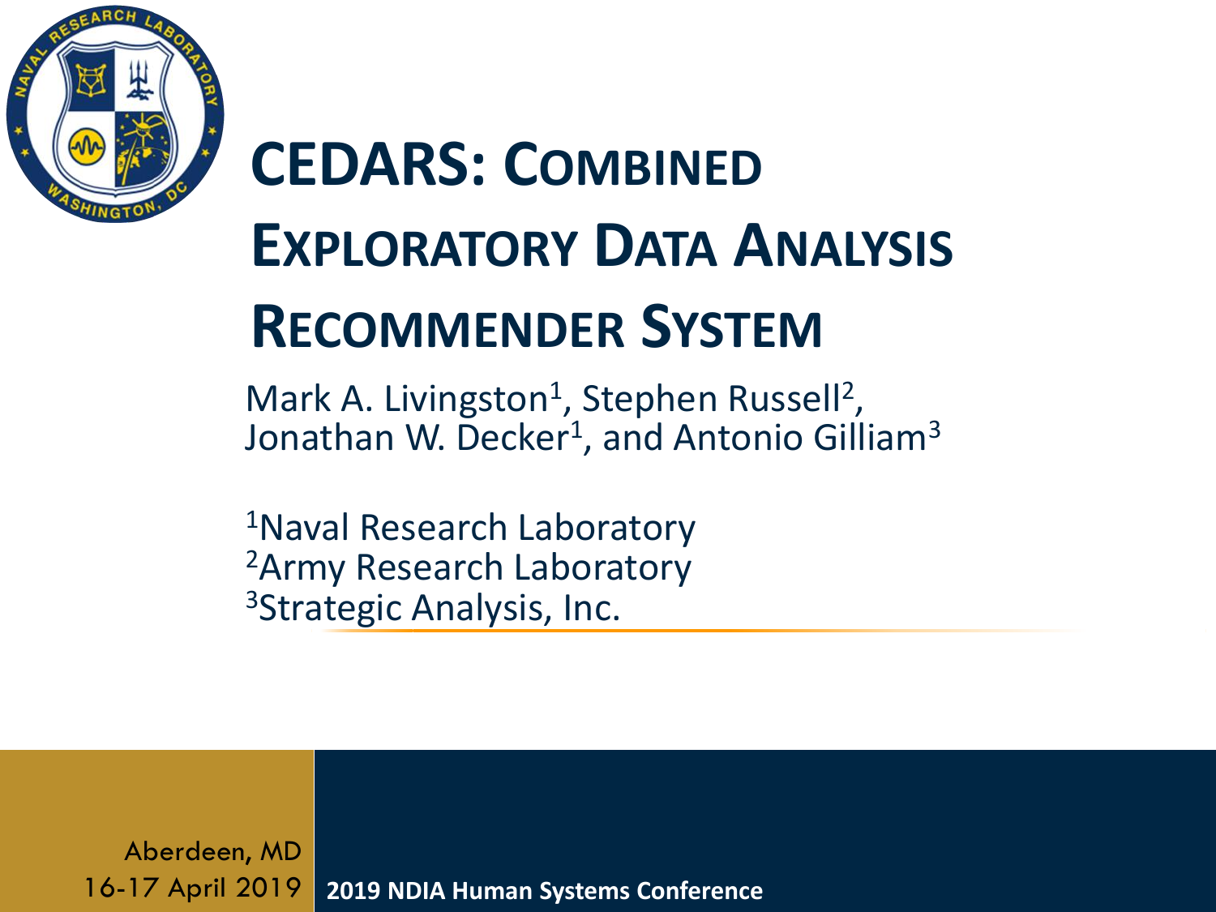# CEDARS: Combined Exploratory Data Analysis Recommender System

Mark A. Livingston[1], Stephen Russell[2], Jonathan W. Decker[1], and Antonio Gilliam[3]

[1]Naval Research Laboratory
[2]Army Research Laboratory
[3]Strategic Analysis, Inc.

Aberdeen, MD
16-17 April 2019

2019 NDIA Human Systems Conference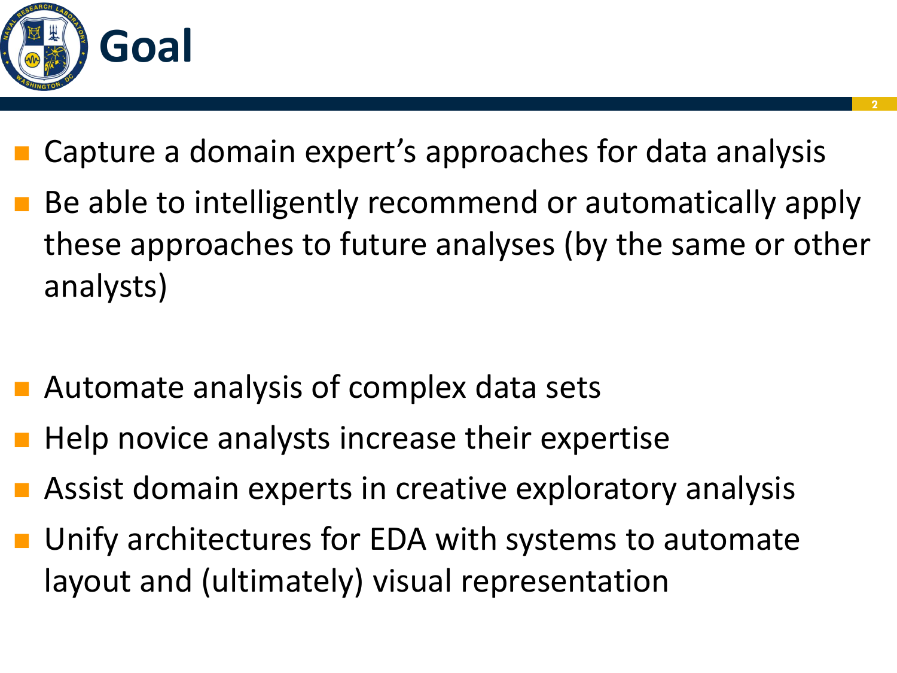# Goal

- Capture a domain expert's approaches for data analysis
- Be able to intelligently recommend or automatically apply these approaches to future analyses (by the same or other analysts)

- Automate analysis of complex data sets
- Help novice analysts increase their expertise
- Assist domain experts in creative exploratory analysis
- Unify architectures for EDA with systems to automate layout and (ultimately) visual representation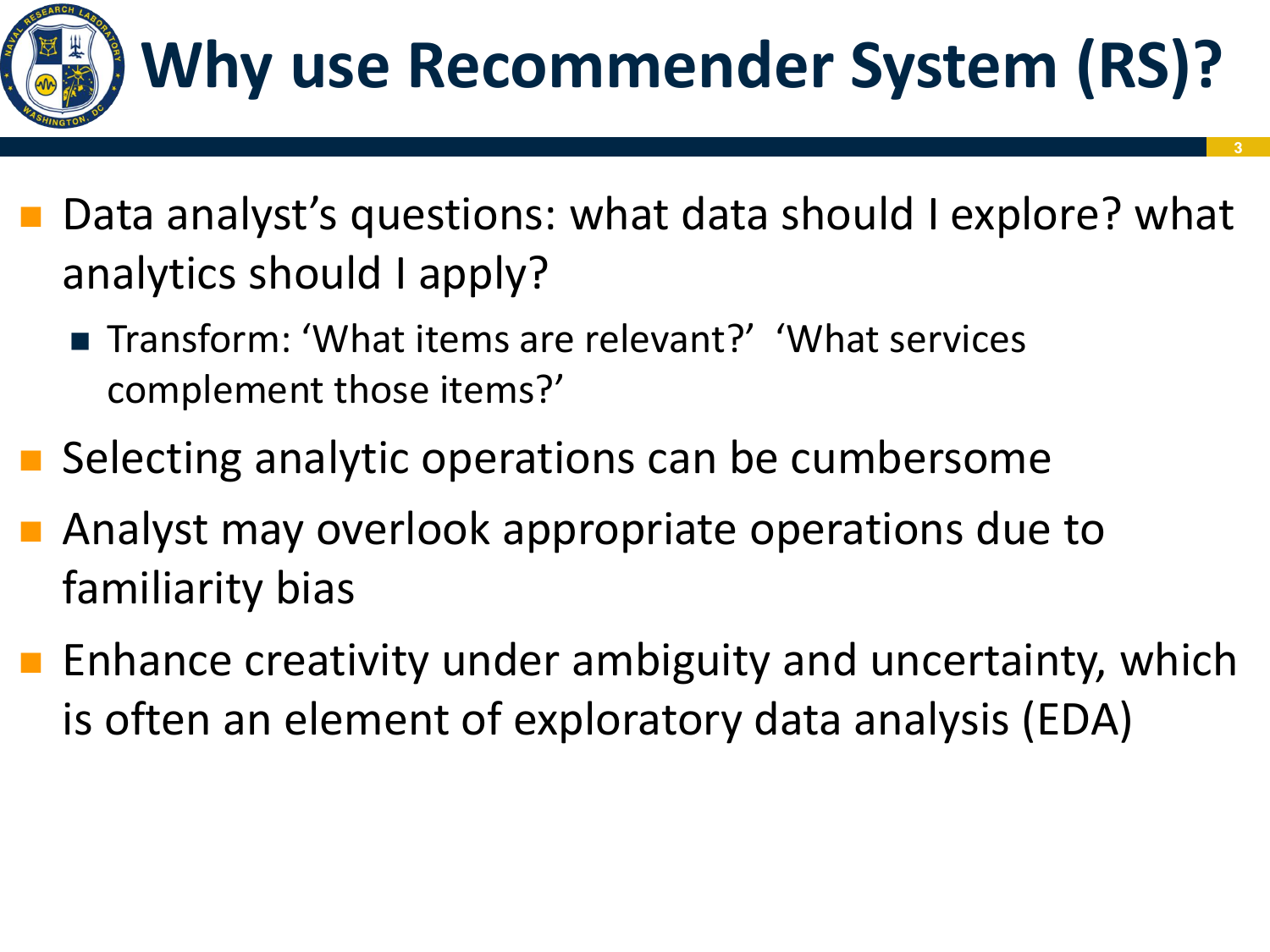# Why use Recommender System (RS)?

- Data analyst's questions: what data should I explore? what analytics should I apply?
  - Transform: 'What items are relevant?' 'What services complement those items?'
- Selecting analytic operations can be cumbersome
- Analyst may overlook appropriate operations due to familiarity bias
- Enhance creativity under ambiguity and uncertainty, which is often an element of exploratory data analysis (EDA)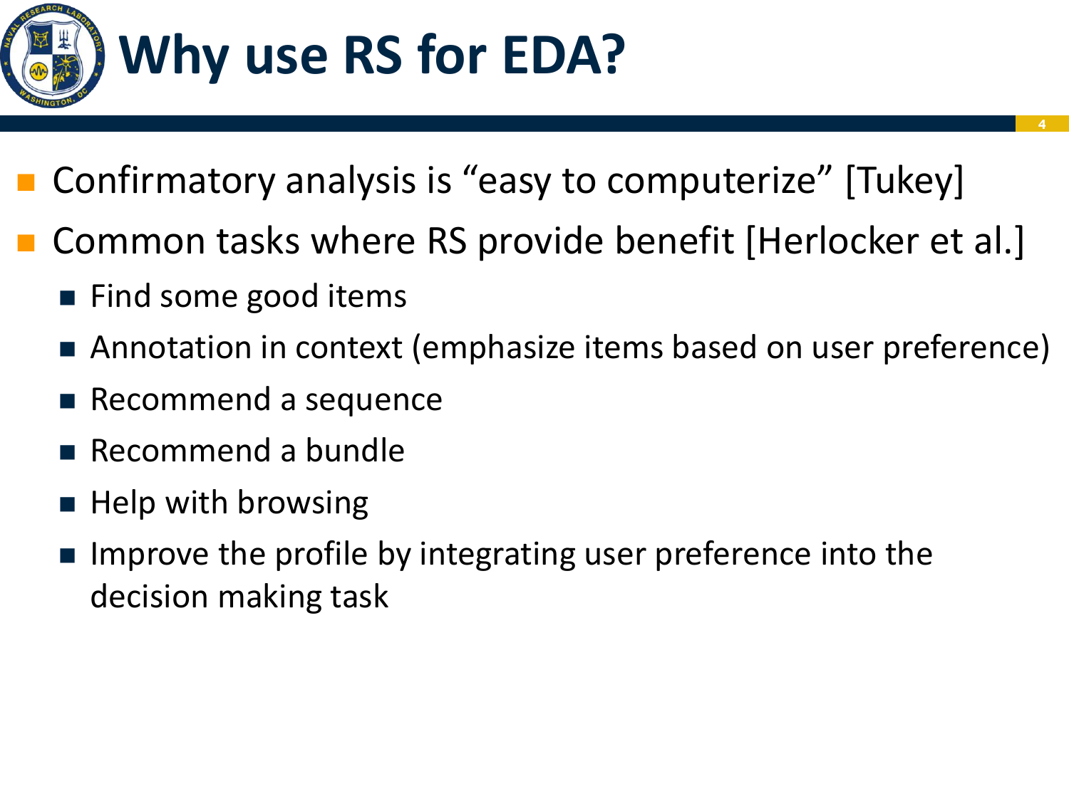# Why use RS for EDA?

- Confirmatory analysis is "easy to computerize" [Tukey]
- Common tasks where RS provide benefit [Herlocker et al.]
  - Find some good items
  - Annotation in context (emphasize items based on user preference)
  - Recommend a sequence
  - Recommend a bundle
  - Help with browsing
  - Improve the profile by integrating user preference into the decision making task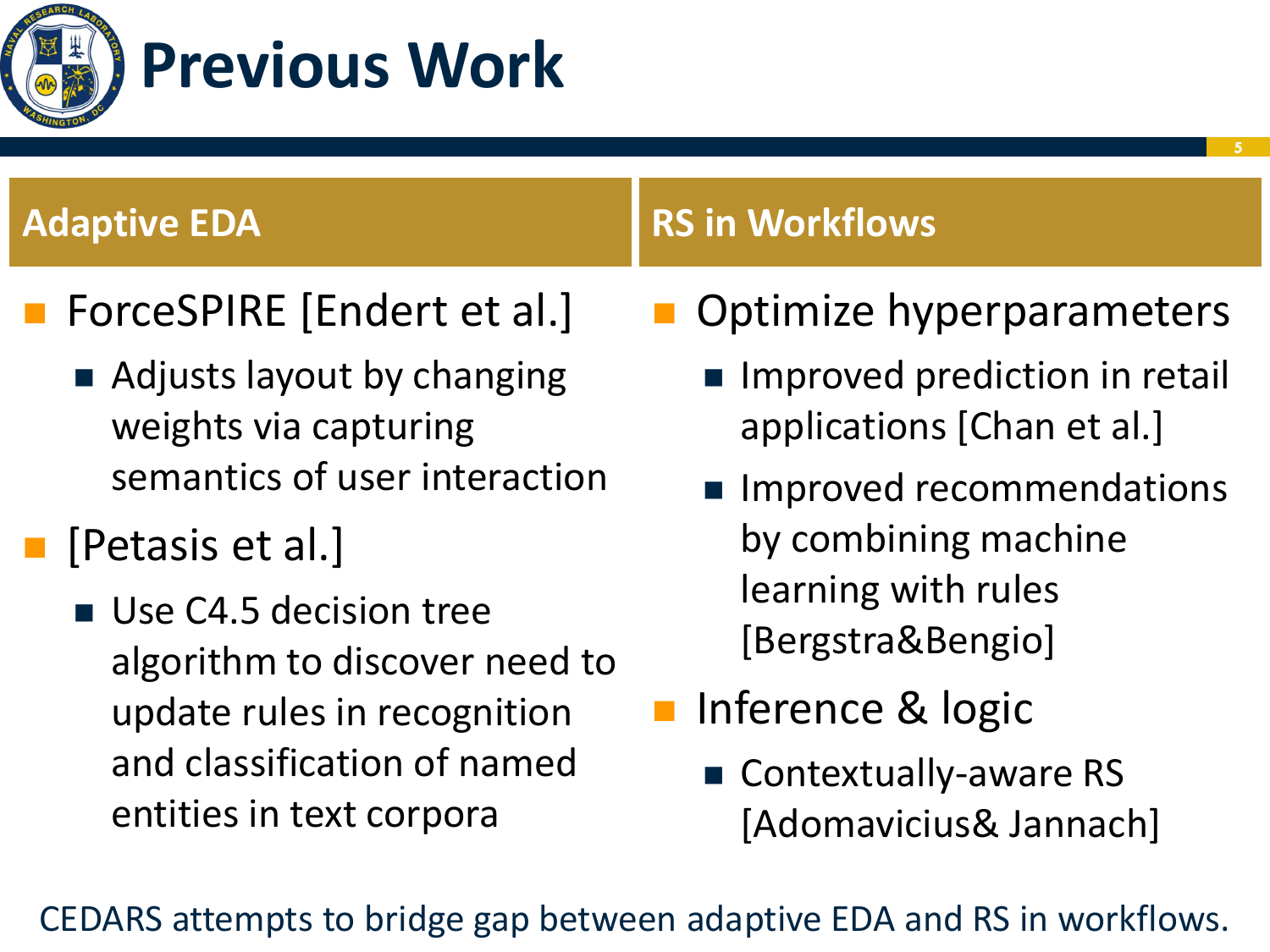# Previous Work

## Adaptive EDA

- ForceSPIRE [Endert et al.]
  - Adjusts layout by changing weights via capturing semantics of user interaction
- [Petasis et al.]
  - Use C4.5 decision tree algorithm to discover need to update rules in recognition and classification of named entities in text corpora

## RS in Workflows

- Optimize hyperparameters
  - Improved prediction in retail applications [Chan et al.]
  - Improved recommendations by combining machine learning with rules [Bergstra&Bengio]
- Inference & logic
  - Contextually-aware RS [Adomavicius& Jannach]

CEDARS attempts to bridge gap between adaptive EDA and RS in workflows.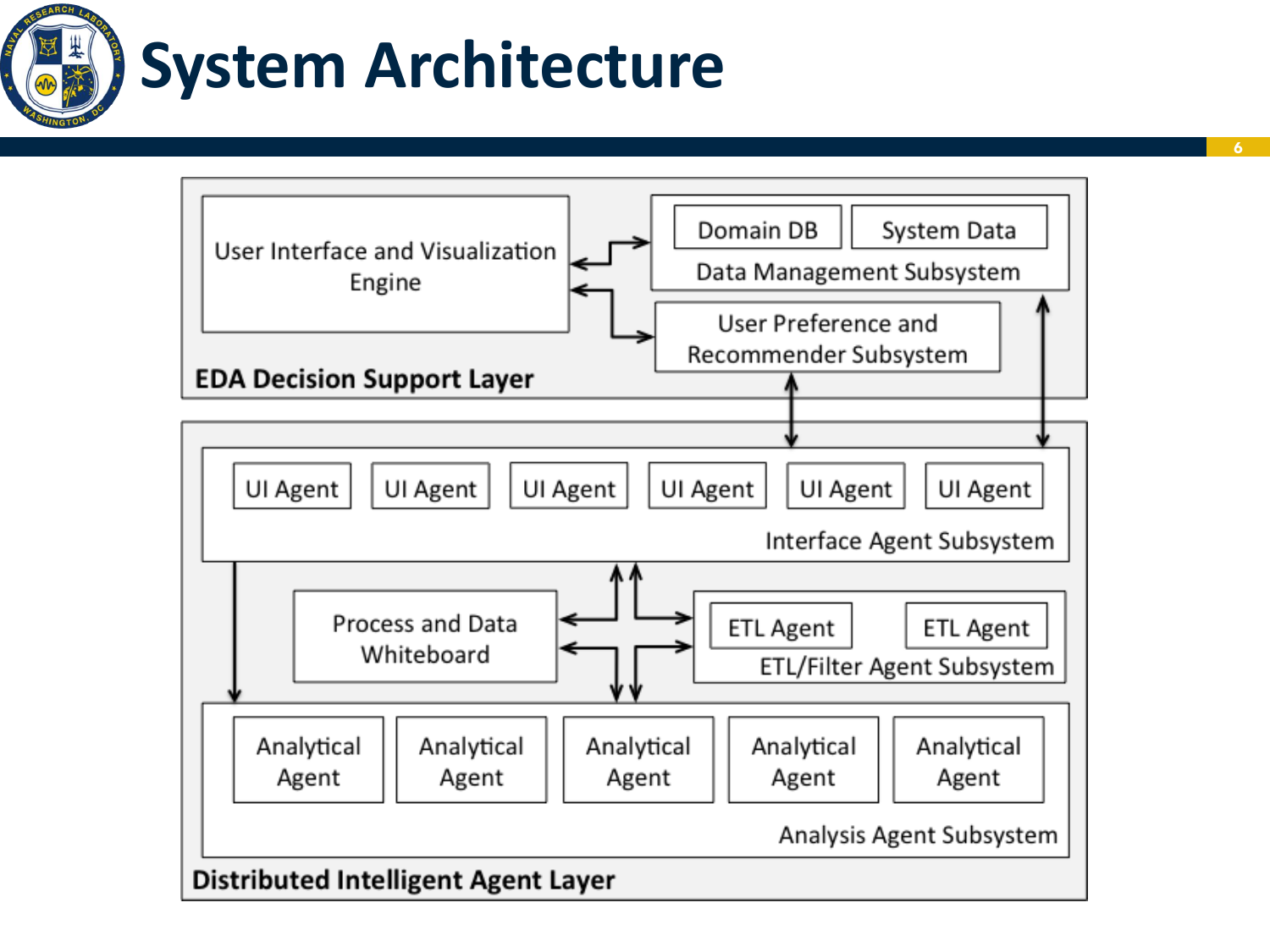# System Architecture

**EDA Decision Support Layer**

- User Interface and Visualization Engine
- Data Management Subsystem
  - Domain DB
  - System Data
- User Preference and Recommender Subsystem

**Distributed Intelligent Agent Layer**

- Interface Agent Subsystem
  - UI Agent
  - UI Agent
  - UI Agent
  - UI Agent
  - UI Agent
  - UI Agent
- Process and Data Whiteboard
- ETL/Filter Agent Subsystem
  - ETL Agent
  - ETL Agent
- Analysis Agent Subsystem
  - Analytical Agent
  - Analytical Agent
  - Analytical Agent
  - Analytical Agent
  - Analytical Agent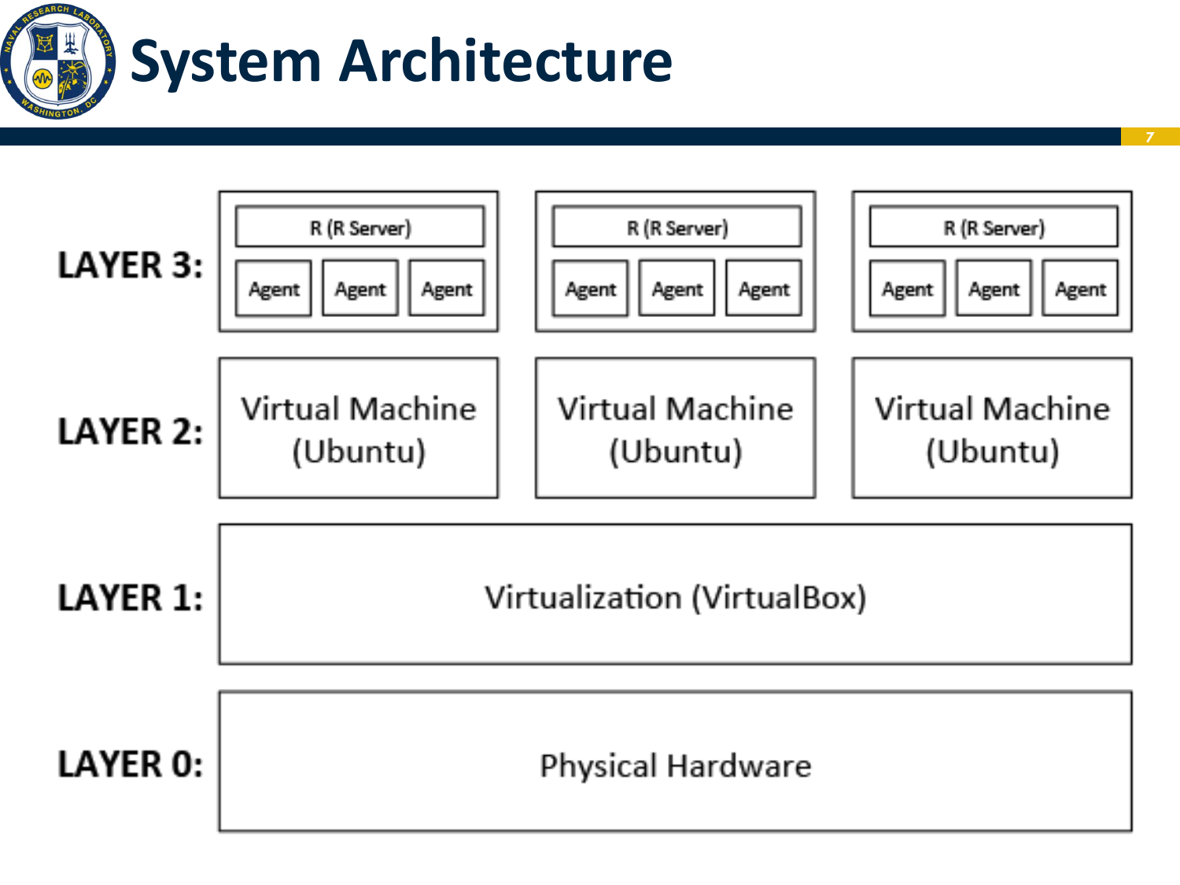# System Architecture

**LAYER 3:**

| R (R Server) | | | R (R Server) | | | R (R Server) | | |
|---|---|---|---|---|---|---|---|---|
| Agent | Agent | Agent | Agent | Agent | Agent | Agent | Agent | Agent |

**LAYER 2:**

| Virtual Machine (Ubuntu) | Virtual Machine (Ubuntu) | Virtual Machine (Ubuntu) |
|---|---|---|

**LAYER 1:** Virtualization (VirtualBox)

**LAYER 0:** Physical Hardware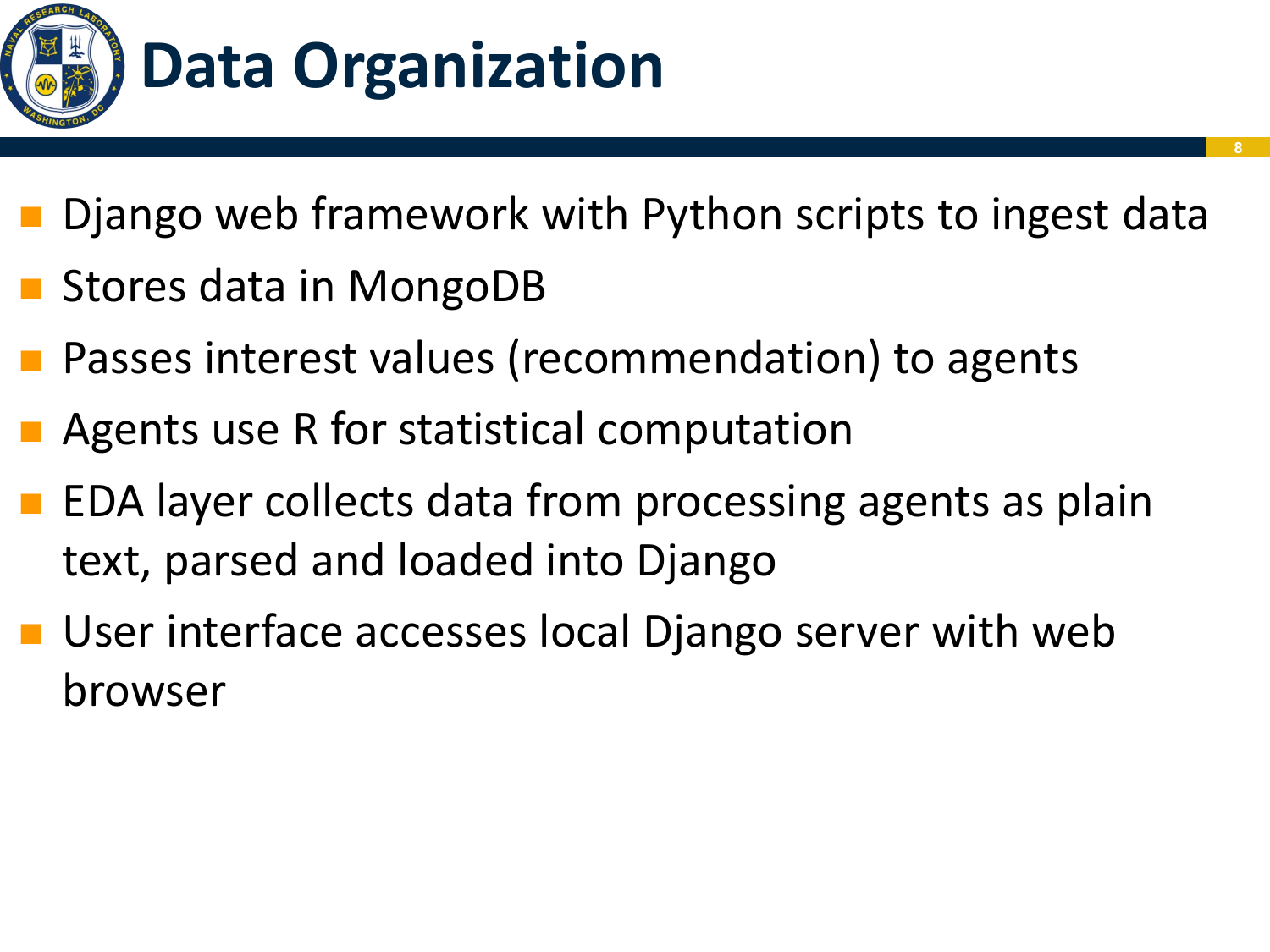# Data Organization

- Django web framework with Python scripts to ingest data
- Stores data in MongoDB
- Passes interest values (recommendation) to agents
- Agents use R for statistical computation
- EDA layer collects data from processing agents as plain text, parsed and loaded into Django
- User interface accesses local Django server with web browser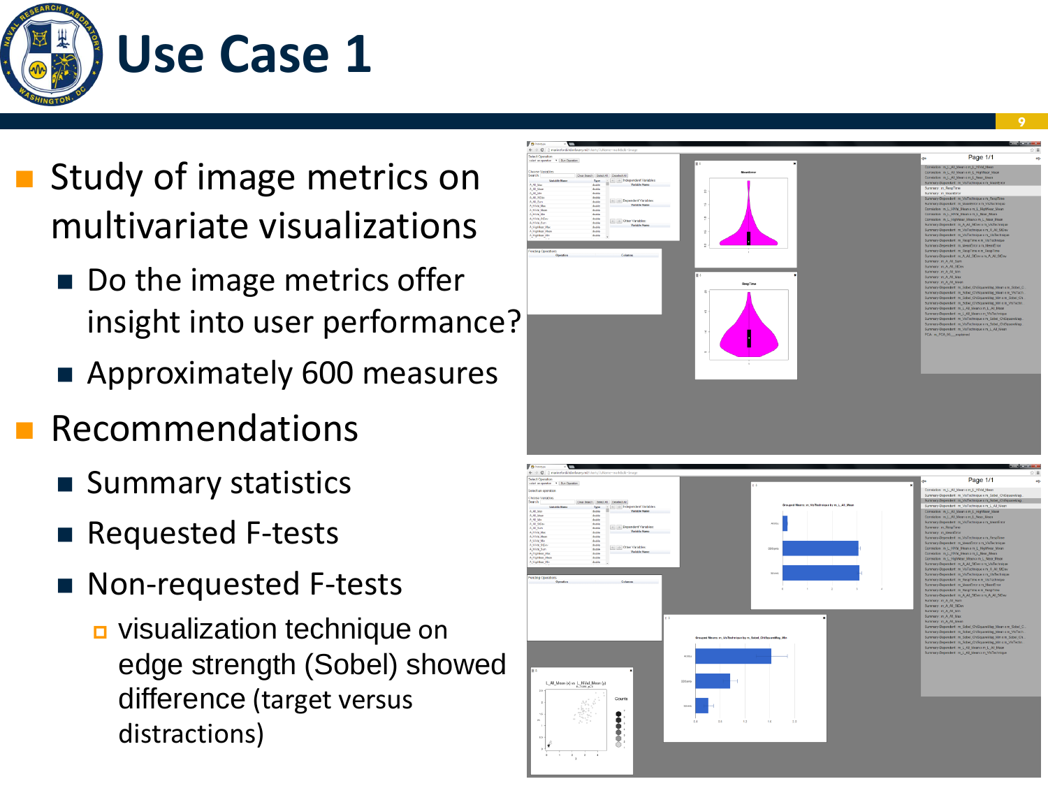# Use Case 1

- Study of image metrics on multivariate visualizations
  - Do the image metrics offer insight into user performance?
  - Approximately 600 measures
- Recommendations
  - Summary statistics
  - Requested F-tests
  - Non-requested F-tests
    - visualization technique on edge strength (Sobel) showed difference (target versus distractions)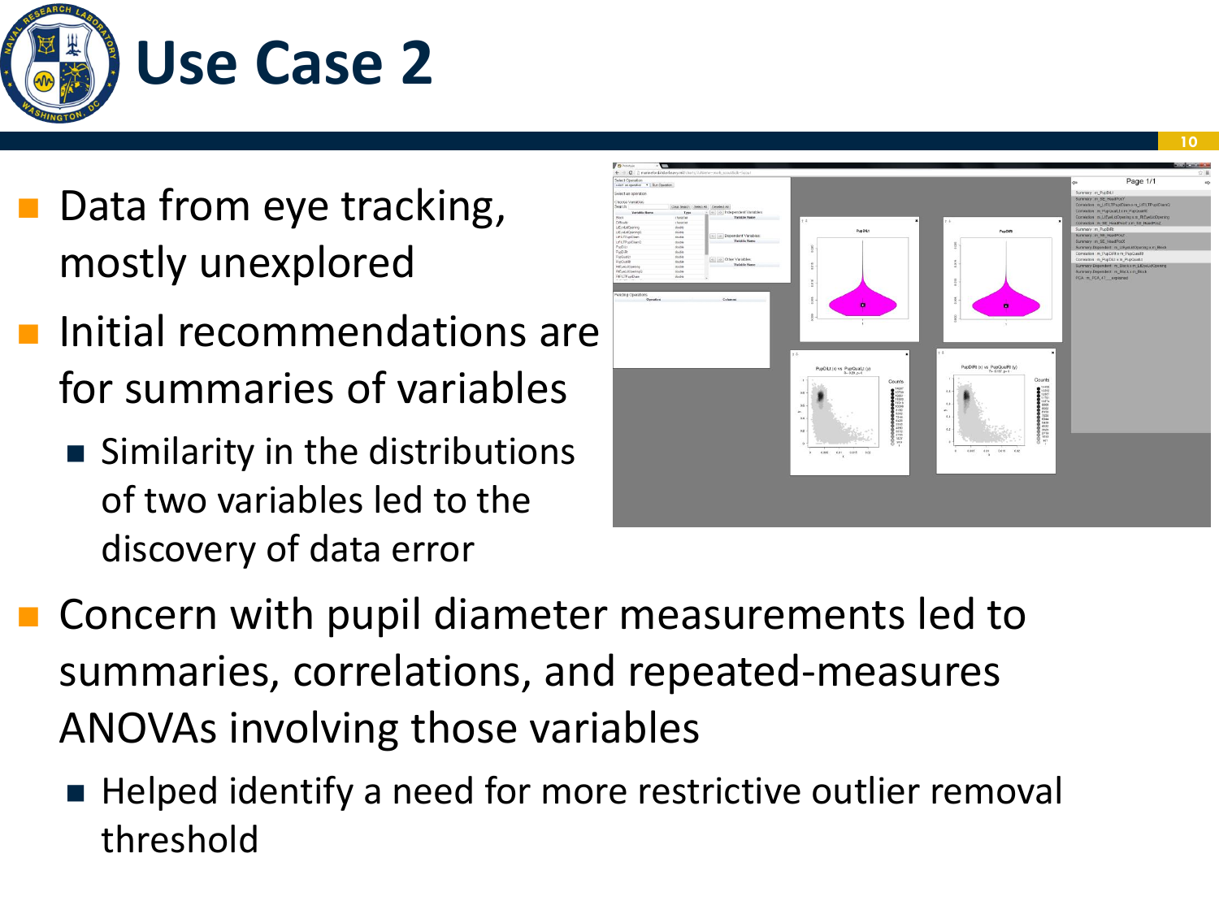# Use Case 2

- Data from eye tracking, mostly unexplored
- Initial recommendations are for summaries of variables
  - Similarity in the distributions of two variables led to the discovery of data error
- Concern with pupil diameter measurements led to summaries, correlations, and repeated-measures ANOVAs involving those variables
  - Helped identify a need for more restrictive outlier removal threshold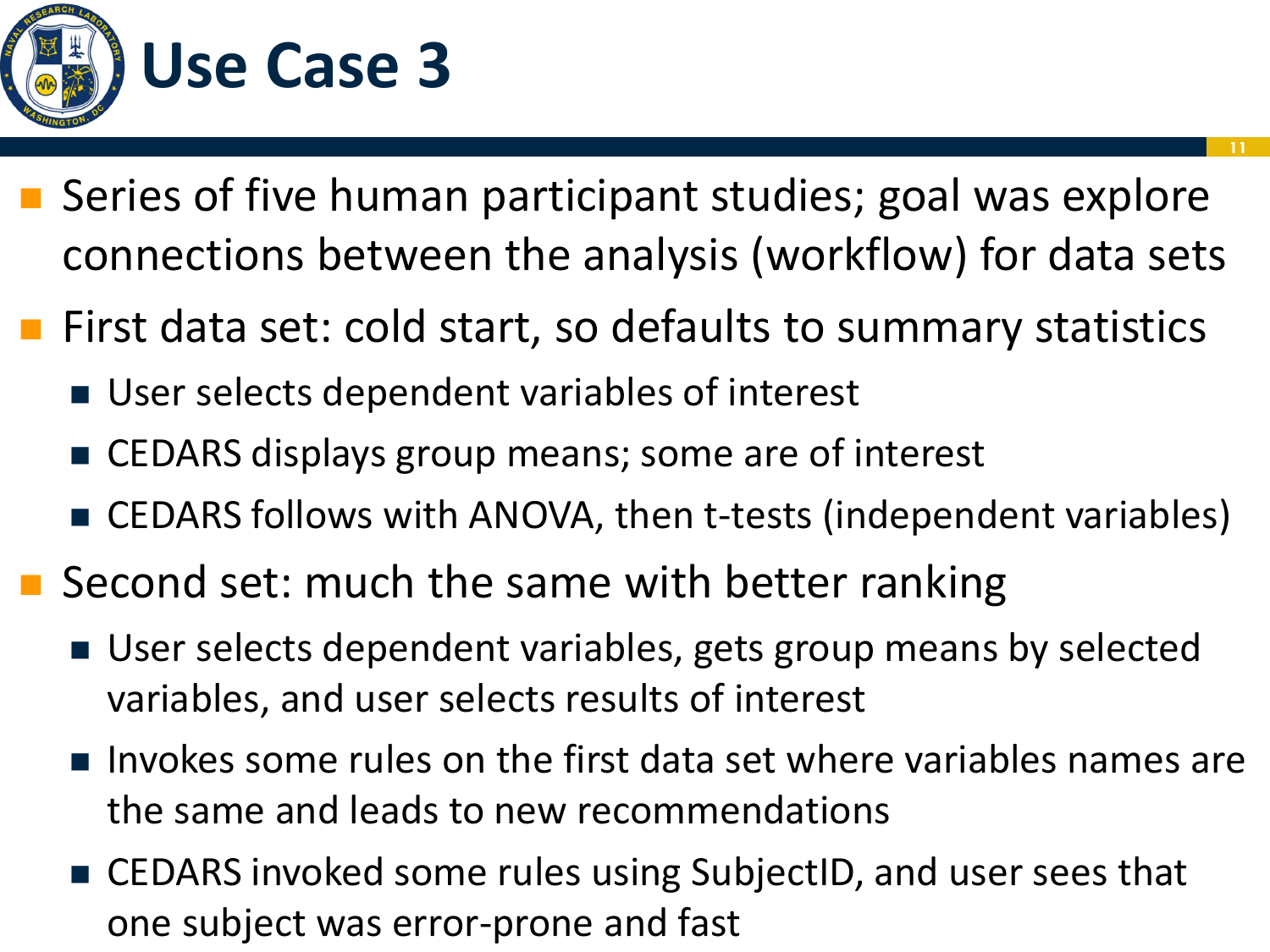# Use Case 3

- Series of five human participant studies; goal was explore connections between the analysis (workflow) for data sets
- First data set: cold start, so defaults to summary statistics
  - User selects dependent variables of interest
  - CEDARS displays group means; some are of interest
  - CEDARS follows with ANOVA, then t-tests (independent variables)
- Second set: much the same with better ranking
  - User selects dependent variables, gets group means by selected variables, and user selects results of interest
  - Invokes some rules on the first data set where variables names are the same and leads to new recommendations
  - CEDARS invoked some rules using SubjectID, and user sees that one subject was error-prone and fast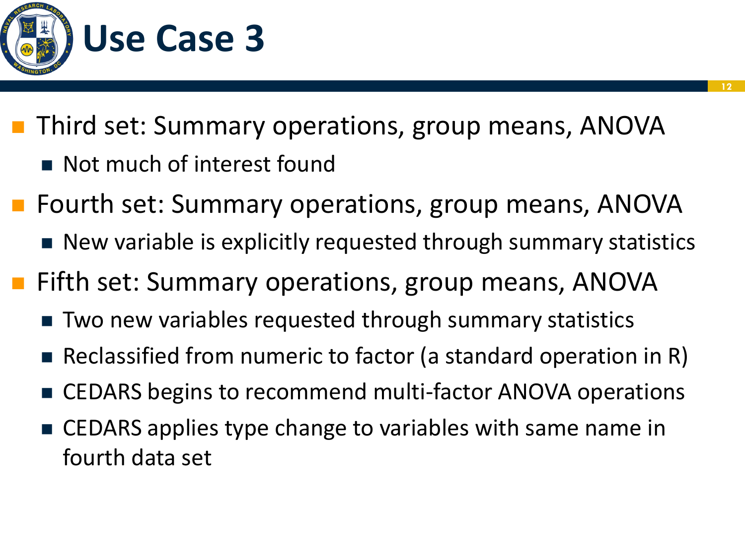# Use Case 3

- Third set: Summary operations, group means, ANOVA
  - Not much of interest found
- Fourth set: Summary operations, group means, ANOVA
  - New variable is explicitly requested through summary statistics
- Fifth set: Summary operations, group means, ANOVA
  - Two new variables requested through summary statistics
  - Reclassified from numeric to factor (a standard operation in R)
  - CEDARS begins to recommend multi-factor ANOVA operations
  - CEDARS applies type change to variables with same name in fourth data set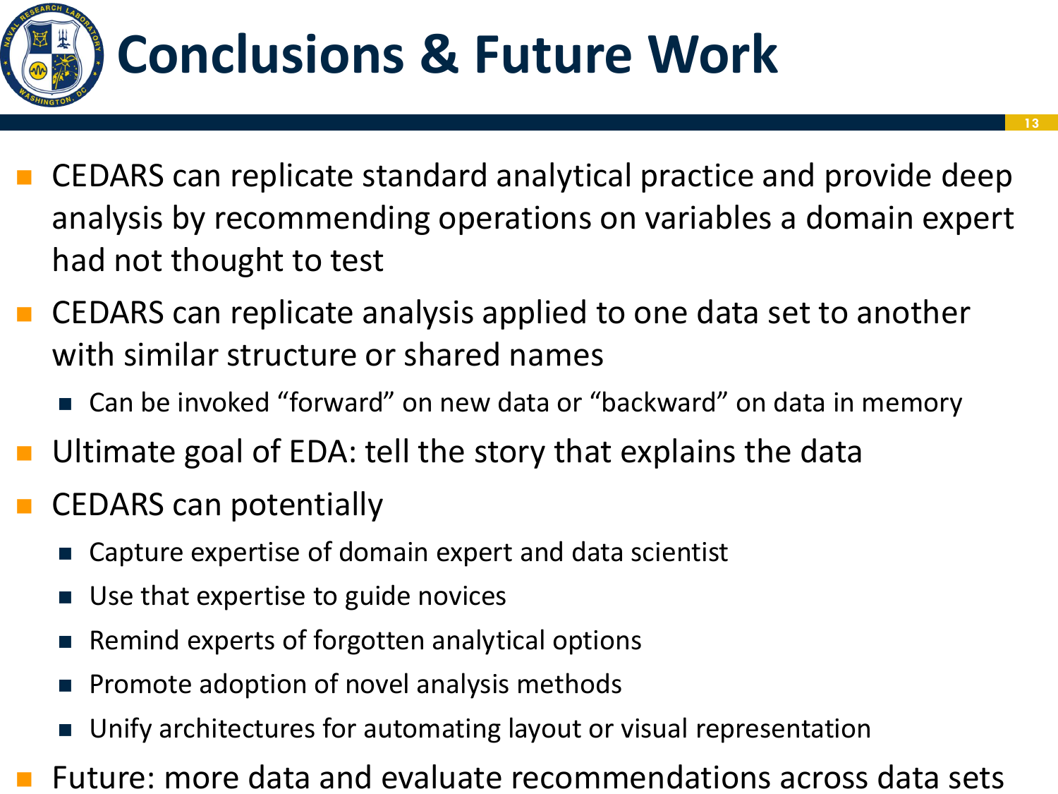# Conclusions & Future Work

- CEDARS can replicate standard analytical practice and provide deep analysis by recommending operations on variables a domain expert had not thought to test
- CEDARS can replicate analysis applied to one data set to another with similar structure or shared names
  - Can be invoked “forward” on new data or “backward” on data in memory
- Ultimate goal of EDA: tell the story that explains the data
- CEDARS can potentially
  - Capture expertise of domain expert and data scientist
  - Use that expertise to guide novices
  - Remind experts of forgotten analytical options
  - Promote adoption of novel analysis methods
  - Unify architectures for automating layout or visual representation
- Future: more data and evaluate recommendations across data sets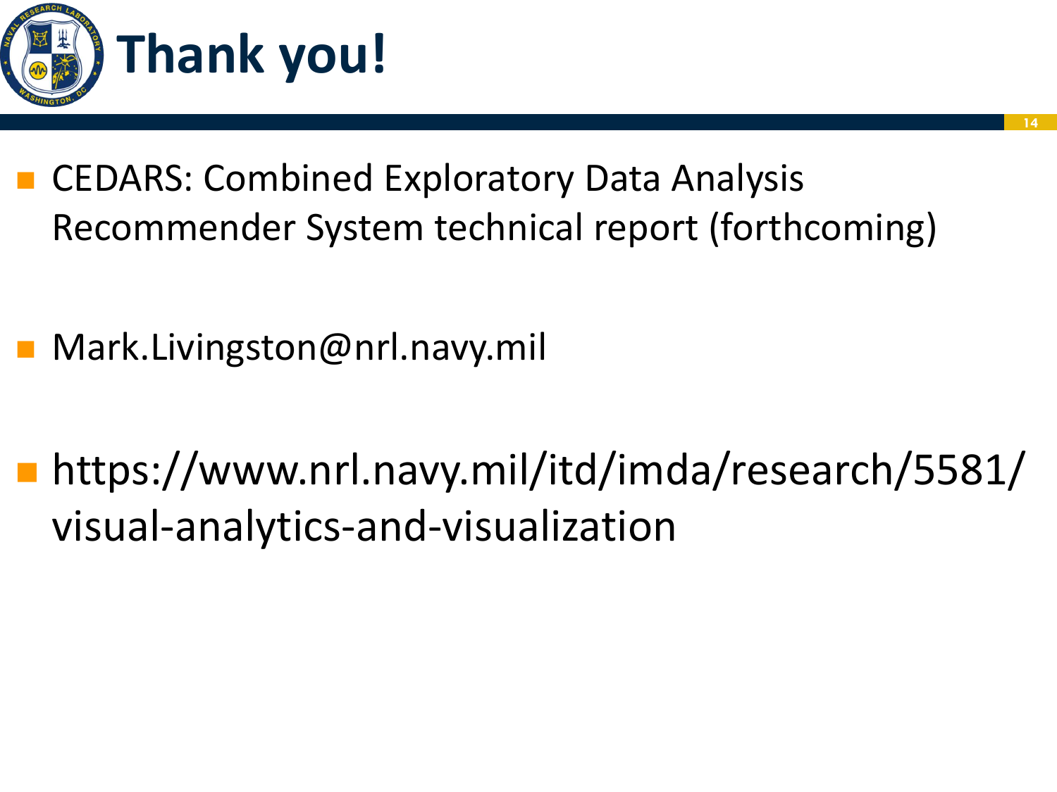# Thank you!

- CEDARS: Combined Exploratory Data Analysis Recommender System technical report (forthcoming)

- Mark.Livingston@nrl.navy.mil

- https://www.nrl.navy.mil/itd/imda/research/5581/visual-analytics-and-visualization